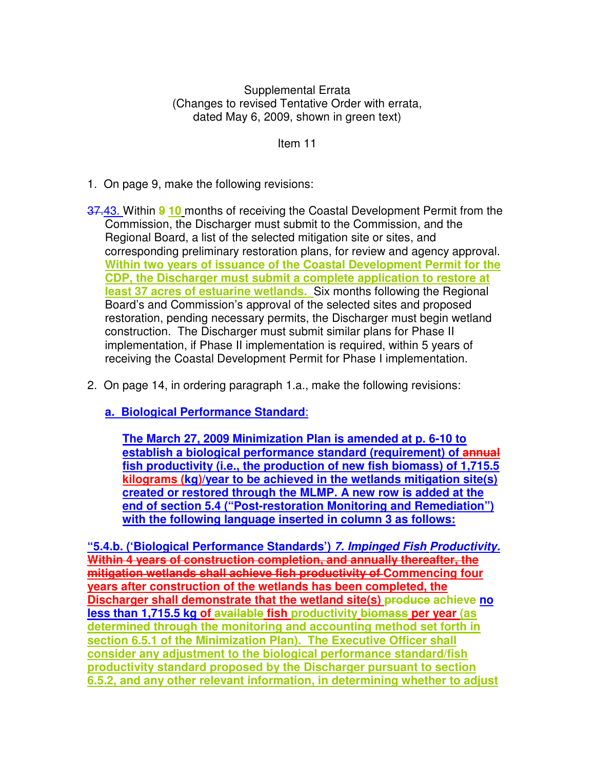Supplemental Errata
(Changes to revised Tentative Order with errata,
dated May 6, 2009, shown in green text)

Item 11

1. On page 9, make the following revisions:

~~37.~~43. Within ~~9~~ 10 months of receiving the Coastal Development Permit from the Commission, the Discharger must submit to the Commission, and the Regional Board, a list of the selected mitigation site or sites, and corresponding preliminary restoration plans, for review and agency approval. **Within two years of issuance of the Coastal Development Permit for the CDP, the Discharger must submit a complete application to restore at least 37 acres of estuarine wetlands.** Six months following the Regional Board's and Commission's approval of the selected sites and proposed restoration, pending necessary permits, the Discharger must begin wetland construction. The Discharger must submit similar plans for Phase II implementation, if Phase II implementation is required, within 5 years of receiving the Coastal Development Permit for Phase I implementation.

2. On page 14, in ordering paragraph 1.a., make the following revisions:

**a. Biological Performance Standard:**

**The March 27, 2009 Minimization Plan is amended at p. 6-10 to establish a biological performance standard (requirement) of ~~annual~~ fish productivity (i.e., the production of new fish biomass) of 1,715.5 kilograms (kg)/year to be achieved in the wetlands mitigation site(s) created or restored through the MLMP. A new row is added at the end of section 5.4 ("Post-restoration Monitoring and Remediation") with the following language inserted in column 3 as follows:**

**"5.4.b. ('Biological Performance Standards') *7. Impinged Fish Productivity.* ~~Within 4 years of construction completion, and annually thereafter, the mitigation wetlands shall achieve fish productivity of~~ Commencing four years after construction of the wetlands has been completed, the Discharger shall demonstrate that the wetland site(s) ~~produce~~ achieve no less than 1,715.5 kg of ~~available~~ fish productivity ~~biomass~~ per year (as determined through the monitoring and accounting method set forth in section 6.5.1 of the Minimization Plan). The Executive Officer shall consider any adjustment to the biological performance standard/fish productivity standard proposed by the Discharger pursuant to section 6.5.2, and any other relevant information, in determining whether to adjust**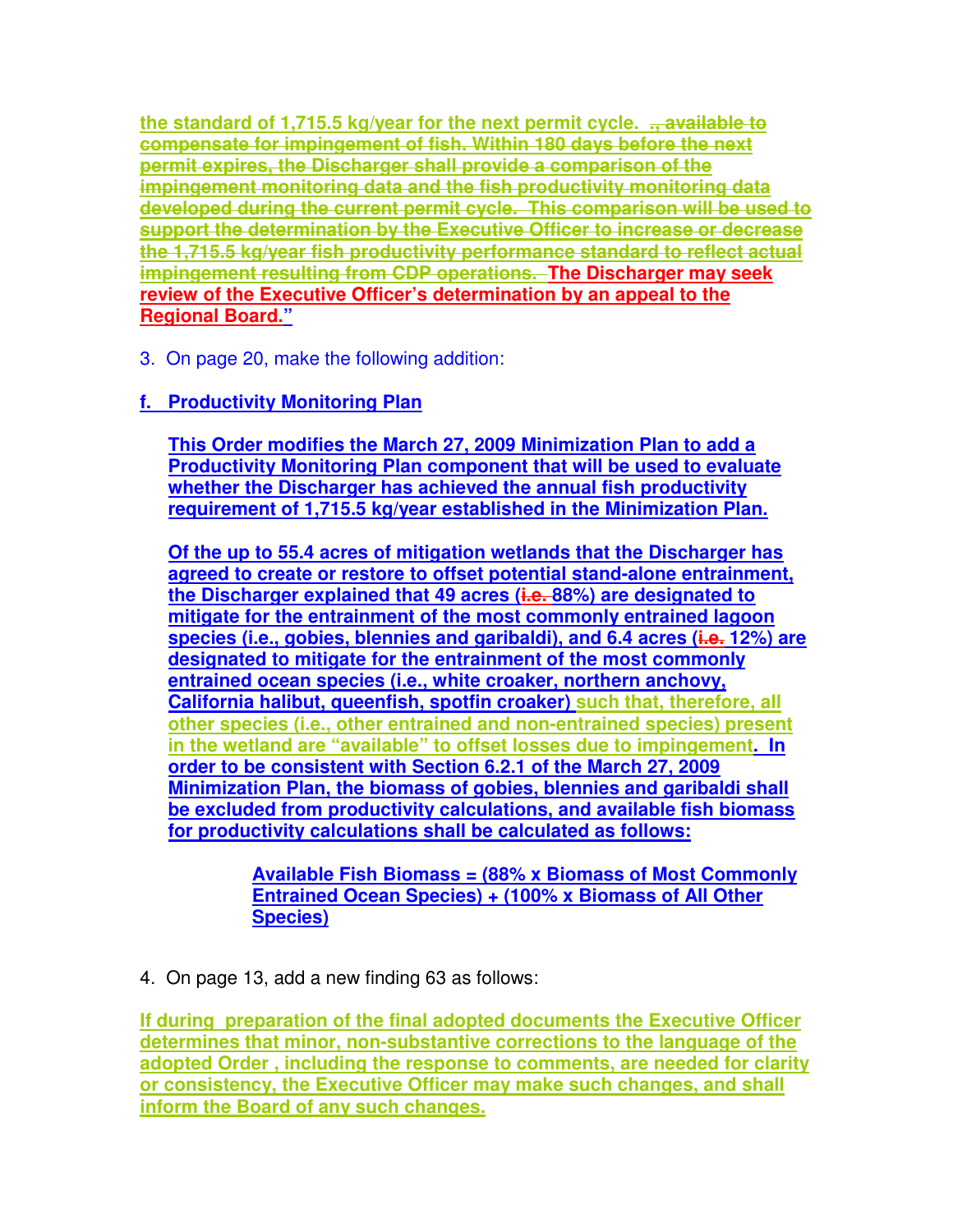the standard of 1,715.5 kg/year for the next permit cycle. ~~., available to compensate for impingement of fish. Within 180 days before the next permit expires, the Discharger shall provide a comparison of the impingement monitoring data and the fish productivity monitoring data developed during the current permit cycle. This comparison will be used to support the determination by the Executive Officer to increase or decrease the 1,715.5 kg/year fish productivity performance standard to reflect actual impingement resulting from CDP operations.~~ The Discharger may seek review of the Executive Officer's determination by an appeal to the Regional Board."

3. On page 20, make the following addition:

**f. Productivity Monitoring Plan**

**This Order modifies the March 27, 2009 Minimization Plan to add a Productivity Monitoring Plan component that will be used to evaluate whether the Discharger has achieved the annual fish productivity requirement of 1,715.5 kg/year established in the Minimization Plan.**

**Of the up to 55.4 acres of mitigation wetlands that the Discharger has agreed to create or restore to offset potential stand-alone entrainment, the Discharger explained that 49 acres (~~i.e.~~ 88%) are designated to mitigate for the entrainment of the most commonly entrained lagoon species (i.e., gobies, blennies and garibaldi), and 6.4 acres (~~i.e.~~ 12%) are designated to mitigate for the entrainment of the most commonly entrained ocean species (i.e., white croaker, northern anchovy, California halibut, queenfish, spotfin croaker) such that, therefore, all other species (i.e., other entrained and non-entrained species) present in the wetland are "available" to offset losses due to impingement. In order to be consistent with Section 6.2.1 of the March 27, 2009 Minimization Plan, the biomass of gobies, blennies and garibaldi shall be excluded from productivity calculations, and available fish biomass for productivity calculations shall be calculated as follows:**

> **Available Fish Biomass = (88% x Biomass of Most Commonly Entrained Ocean Species) + (100% x Biomass of All Other Species)**

4. On page 13, add a new finding 63 as follows:

**If during preparation of the final adopted documents the Executive Officer determines that minor, non-substantive corrections to the language of the adopted Order , including the response to comments, are needed for clarity or consistency, the Executive Officer may make such changes, and shall inform the Board of any such changes.**